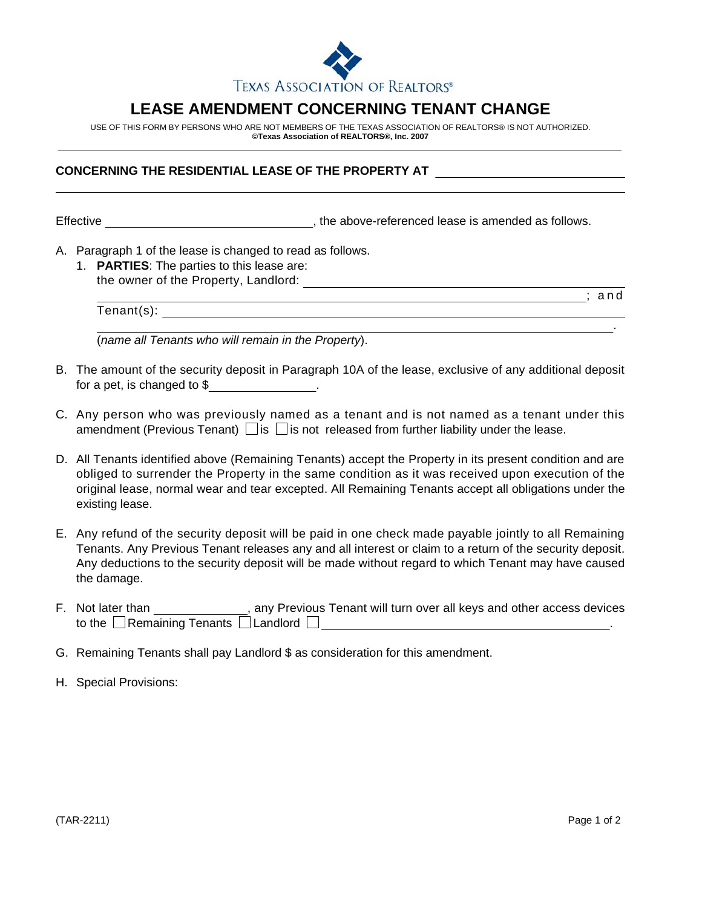TEXAS ASSOCIATION OF REALTORS®

# LEASE AMENDMENT CONCERNING TENANT CHANGE

USE OF THIS FORM BY PERSONS WHO ARE NOT MEMBERS OF THE TEXAS ASSOCIATION OF REALTORS® IS NOT AUTHORIZED.
**©Texas Association of REALTORS®, Inc. 2007**

**CONCERNING THE RESIDENTIAL LEASE OF THE PROPERTY AT** ______________________________

______________________________________________________________________________

Effective ______________________________, the above-referenced lease is amended as follows.

A. Paragraph 1 of the lease is changed to read as follows.
   1. **PARTIES**: The parties to this lease are:
   the owner of the Property, Landlord: ______________________________________________
   ______________________________________________________________________; and
   Tenant(s): ________________________________________________________________
   ______________________________________________________________________.
   (*name all Tenants who will remain in the Property*).

B. The amount of the security deposit in Paragraph 10A of the lease, exclusive of any additional deposit for a pet, is changed to $_______________.

C. Any person who was previously named as a tenant and is not named as a tenant under this amendment (Previous Tenant) ☐ is ☐ is not released from further liability under the lease.

D. All Tenants identified above (Remaining Tenants) accept the Property in its present condition and are obliged to surrender the Property in the same condition as it was received upon execution of the original lease, normal wear and tear excepted. All Remaining Tenants accept all obligations under the existing lease.

E. Any refund of the security deposit will be paid in one check made payable jointly to all Remaining Tenants. Any Previous Tenant releases any and all interest or claim to a return of the security deposit. Any deductions to the security deposit will be made without regard to which Tenant may have caused the damage.

F. Not later than _____________, any Previous Tenant will turn over all keys and other access devices to the ☐ Remaining Tenants ☐ Landlord ☐ __________________________________________.

G. Remaining Tenants shall pay Landlord $ as consideration for this amendment.

H. Special Provisions:

(TAR-2211)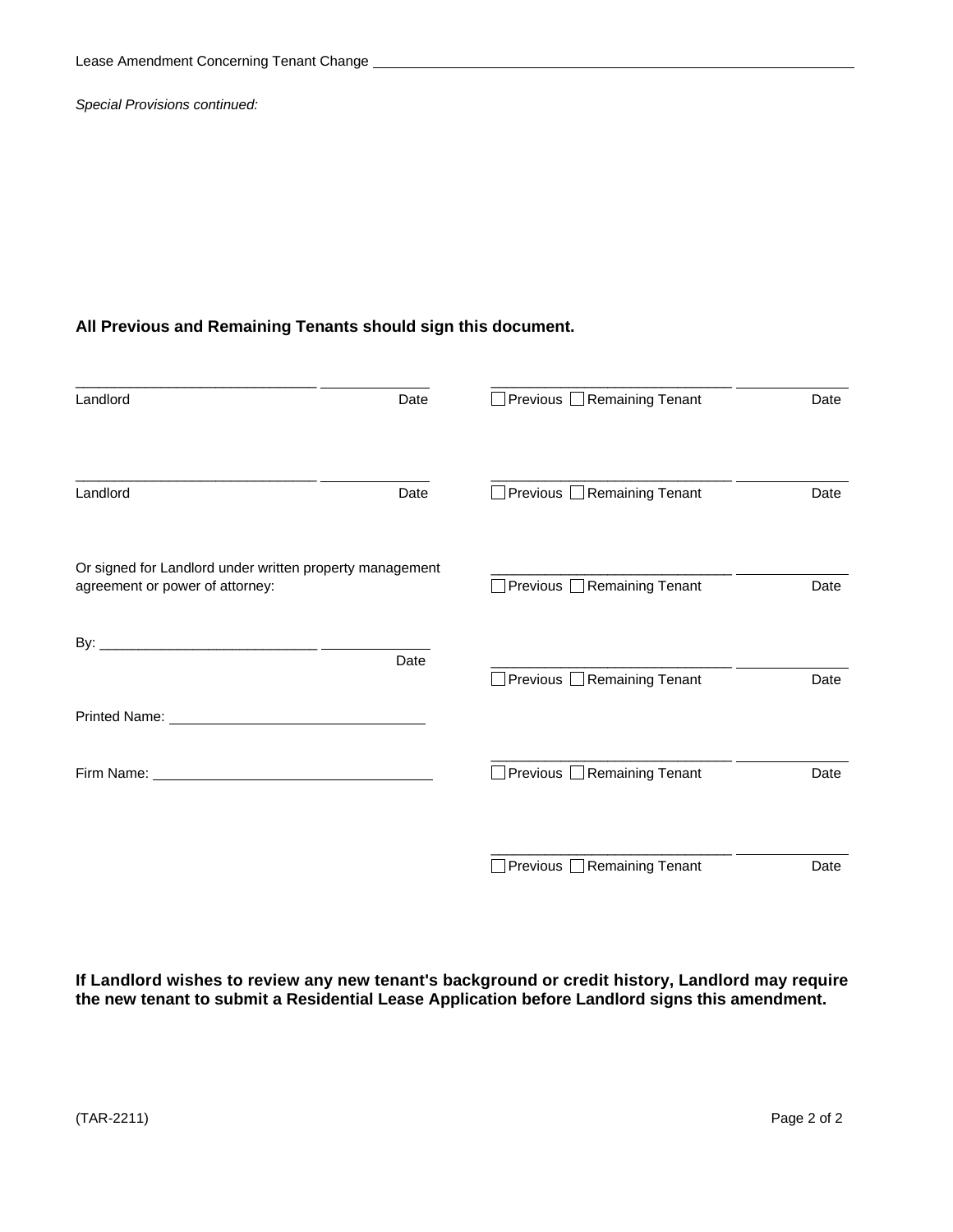*Special Provisions continued:*

**All Previous and Remaining Tenants should sign this document.**

| | |
|---|---|
| _______________________________ Landlord Date | _______________________________ ☐ Previous ☐ Remaining Tenant Date |
| _______________________________ Landlord Date | _______________________________ ☐ Previous ☐ Remaining Tenant Date |
| Or signed for Landlord under written property management agreement or power of attorney: | _______________________________ ☐ Previous ☐ Remaining Tenant Date |
| By: _______________________________ Date | _______________________________ ☐ Previous ☐ Remaining Tenant Date |
| Printed Name: _______________________________ | |
| Firm Name: _______________________________ | _______________________________ ☐ Previous ☐ Remaining Tenant Date |
| | _______________________________ ☐ Previous ☐ Remaining Tenant Date |

**If Landlord wishes to review any new tenant's background or credit history, Landlord may require the new tenant to submit a Residential Lease Application before Landlord signs this amendment.**

(TAR-2211)